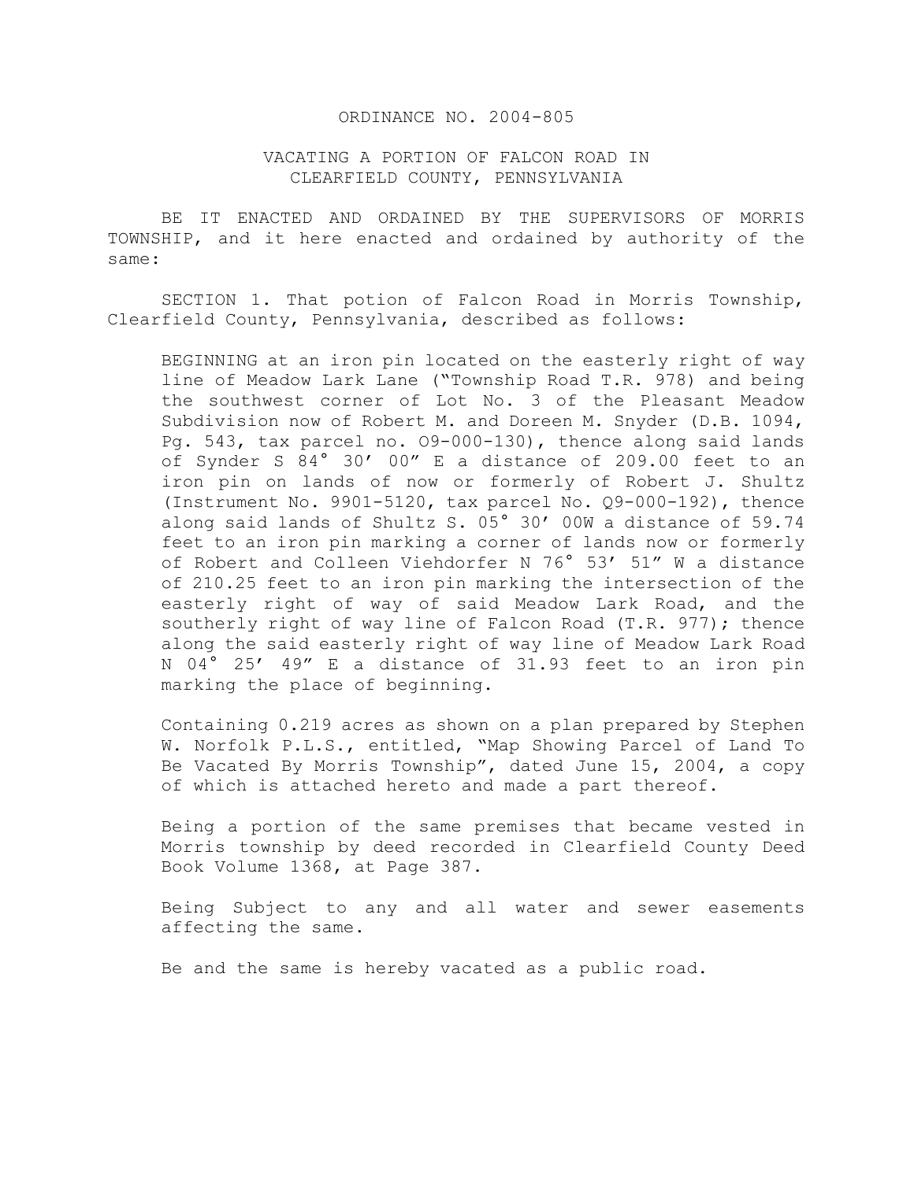ORDINANCE NO. 2004-805

VACATING A PORTION OF FALCON ROAD IN CLEARFIELD COUNTY, PENNSYLVANIA

BE IT ENACTED AND ORDAINED BY THE SUPERVISORS OF MORRIS TOWNSHIP, and it here enacted and ordained by authority of the same:

SECTION 1. That potion of Falcon Road in Morris Township, Clearfield County, Pennsylvania, described as follows:

BEGINNING at an iron pin located on the easterly right of way line of Meadow Lark Lane ("Township Road T.R. 978) and being the southwest corner of Lot No. 3 of the Pleasant Meadow Subdivision now of Robert M. and Doreen M. Snyder (D.B. 1094, Pg. 543, tax parcel no. O9-000-130), thence along said lands of Synder S 84° 30' 00" E a distance of 209.00 feet to an iron pin on lands of now or formerly of Robert J. Shultz (Instrument No. 9901-5120, tax parcel No. Q9-000-192), thence along said lands of Shultz S. 05° 30' 00W a distance of 59.74 feet to an iron pin marking a corner of lands now or formerly of Robert and Colleen Viehdorfer N 76° 53' 51" W a distance of 210.25 feet to an iron pin marking the intersection of the easterly right of way of said Meadow Lark Road, and the southerly right of way line of Falcon Road (T.R. 977); thence along the said easterly right of way line of Meadow Lark Road N 04° 25' 49" E a distance of 31.93 feet to an iron pin marking the place of beginning.

Containing 0.219 acres as shown on a plan prepared by Stephen W. Norfolk P.L.S., entitled, "Map Showing Parcel of Land To Be Vacated By Morris Township", dated June 15, 2004, a copy of which is attached hereto and made a part thereof.

Being a portion of the same premises that became vested in Morris township by deed recorded in Clearfield County Deed Book Volume 1368, at Page 387.

Being Subject to any and all water and sewer easements affecting the same.

Be and the same is hereby vacated as a public road.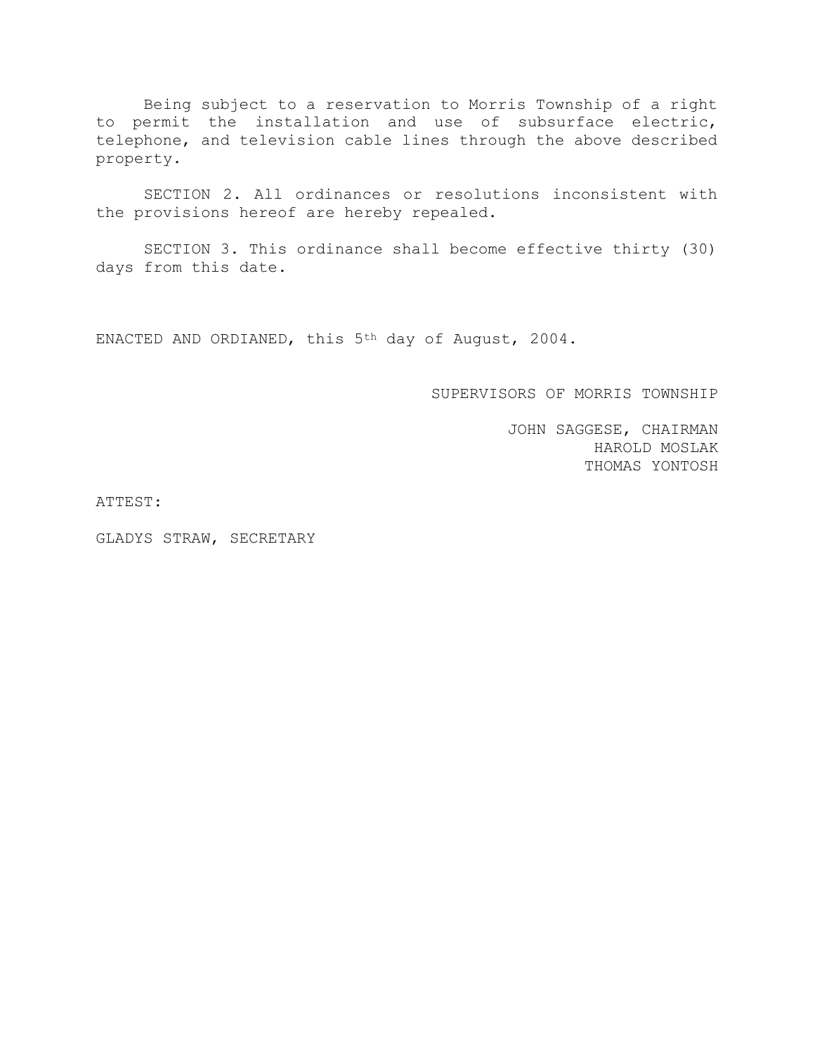Being subject to a reservation to Morris Township of a right to permit the installation and use of subsurface electric, telephone, and television cable lines through the above described property.

SECTION 2. All ordinances or resolutions inconsistent with the provisions hereof are hereby repealed.

SECTION 3. This ordinance shall become effective thirty (30) days from this date.

ENACTED AND ORDIANED, this 5th day of August, 2004.

SUPERVISORS OF MORRIS TOWNSHIP

JOHN SAGGESE, CHAIRMAN
HAROLD MOSLAK
THOMAS YONTOSH

ATTEST:

GLADYS STRAW, SECRETARY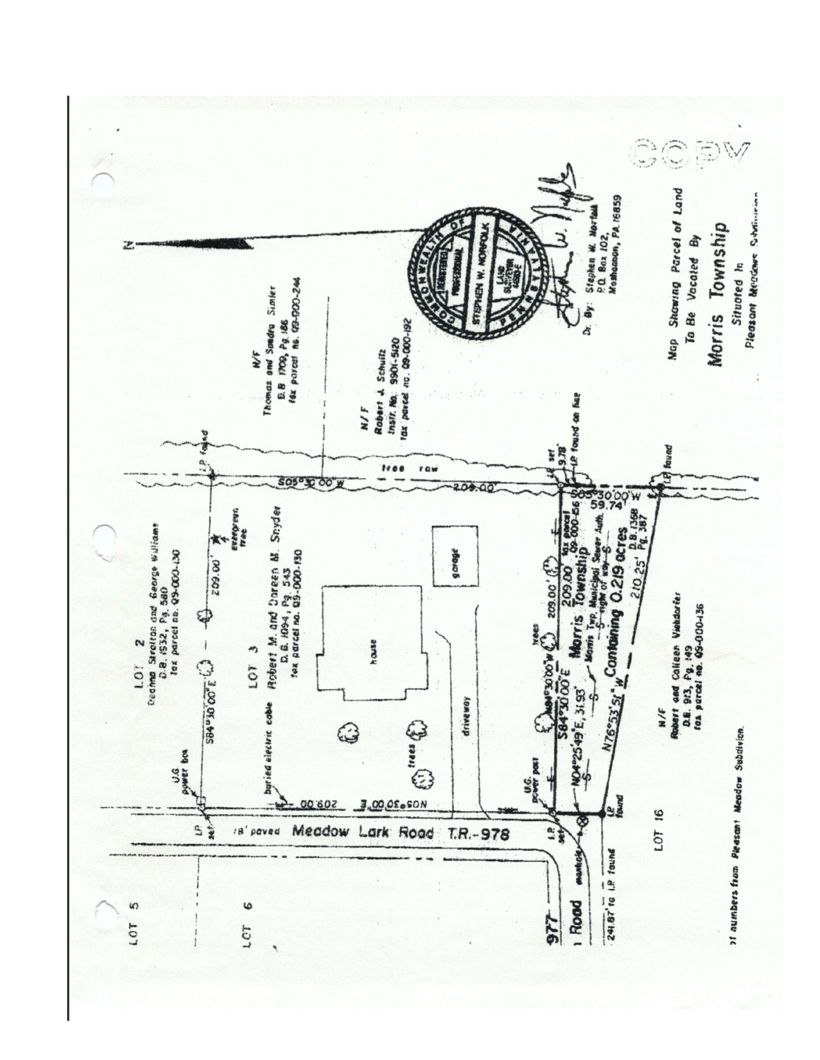COPY

N

LOT 5

LOT 6

LOT 2
Dedma Stratton and George Williams
D.B. 1532, Pg. 580
tax parcel no. 09-000-130

LOT 3
Robert M. and Doreen M. Snyder
D.B. 1094, Pg. 543
tax parcel no. 09-000-130

N/F
Thomas and Sandra Simler
D.B. 1700, Pg. 186
tax parcel no. 09-000-244

N/F
Robert J. Schultz
Instr. No. 9901-5120
tax parcel no. 09-000-192

N/F
Robert and Colleen Viehdorfer
D.B. 913, Pg. 149
tax parcel no. 09-000-136

LOT 16

18' paved Meadow Lark Road T.R.-978

977 Road

241.87' to I.P. found

U.G. power box

I.P. set

buried electric cable

N05°30'00"E 209.00'

S84°30'00"E 209.00'

evergreen tree

S05°30'00"W 209.00'

tree row

I.P. found

house

garage

driveway

trees

U.G. power post

manhole

I.P. set

I.P. found

N84°30'00"W 209.00'

S84°30'00"E 31.93'

N04°25'49"E

Morris Township

tax parcel 09-000-56

Morris Twp. Municipal Sewer Auth. right of way

Containing 0.219 acres

D.B. 1368 Pg. 387

N76°53'51"W 210.25'

I.P. set 9.78' I.P. found on line

S05°30'00"W 59.74'

I.P. found

COMMONWEALTH OF PENNSYLVANIA
REGISTERED PROFESSIONAL LAND SURVEYOR
STEPHEN W. NORFOLK
LS-000-E

Dr. By: Stephen W. Norfolk
P.O. Box 102,
Moshannon, PA 16859

Map Showing Parcel of Land
To Be Vacated By
Morris Township
Situated In
Pleasant Meadows Subdivision

...t numbers from Pleasant Meadow Subdivision.